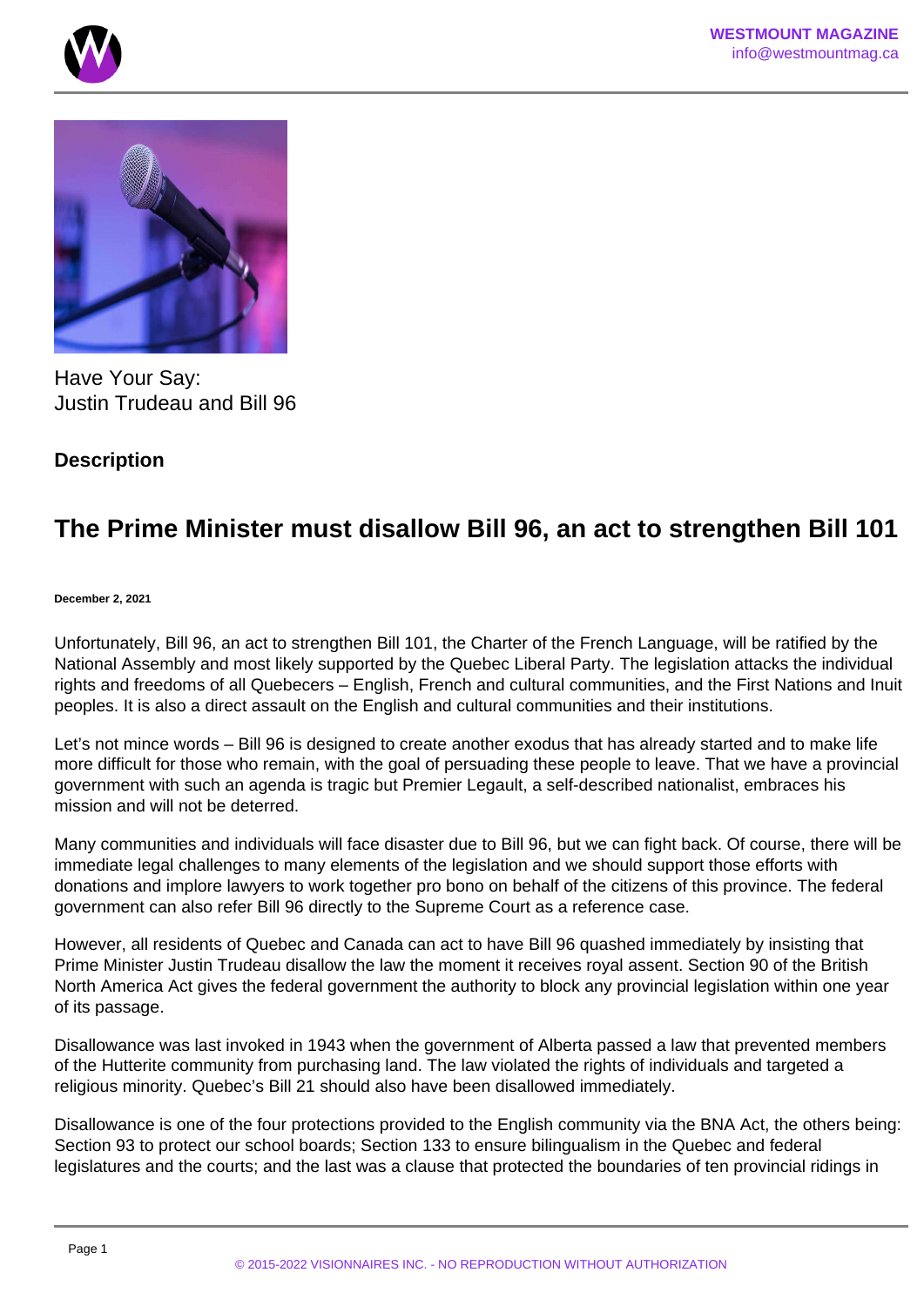Have Your Say:
Justin Trudeau and Bill 96

**Description**

# The Prime Minister must disallow Bill 96, an act to strengthen Bill 101

**December 2, 2021**

Unfortunately, Bill 96, an act to strengthen Bill 101, the Charter of the French Language, will be ratified by the National Assembly and most likely supported by the Quebec Liberal Party. The legislation attacks the individual rights and freedoms of all Quebecers – English, French and cultural communities, and the First Nations and Inuit peoples. It is also a direct assault on the English and cultural communities and their institutions.

Let's not mince words – Bill 96 is designed to create another exodus that has already started and to make life more difficult for those who remain, with the goal of persuading these people to leave. That we have a provincial government with such an agenda is tragic but Premier Legault, a self-described nationalist, embraces his mission and will not be deterred.

Many communities and individuals will face disaster due to Bill 96, but we can fight back. Of course, there will be immediate legal challenges to many elements of the legislation and we should support those efforts with donations and implore lawyers to work together pro bono on behalf of the citizens of this province. The federal government can also refer Bill 96 directly to the Supreme Court as a reference case.

However, all residents of Quebec and Canada can act to have Bill 96 quashed immediately by insisting that Prime Minister Justin Trudeau disallow the law the moment it receives royal assent. Section 90 of the British North America Act gives the federal government the authority to block any provincial legislation within one year of its passage.

Disallowance was last invoked in 1943 when the government of Alberta passed a law that prevented members of the Hutterite community from purchasing land. The law violated the rights of individuals and targeted a religious minority. Quebec's Bill 21 should also have been disallowed immediately.

Disallowance is one of the four protections provided to the English community via the BNA Act, the others being: Section 93 to protect our school boards; Section 133 to ensure bilingualism in the Quebec and federal legislatures and the courts; and the last was a clause that protected the boundaries of ten provincial ridings in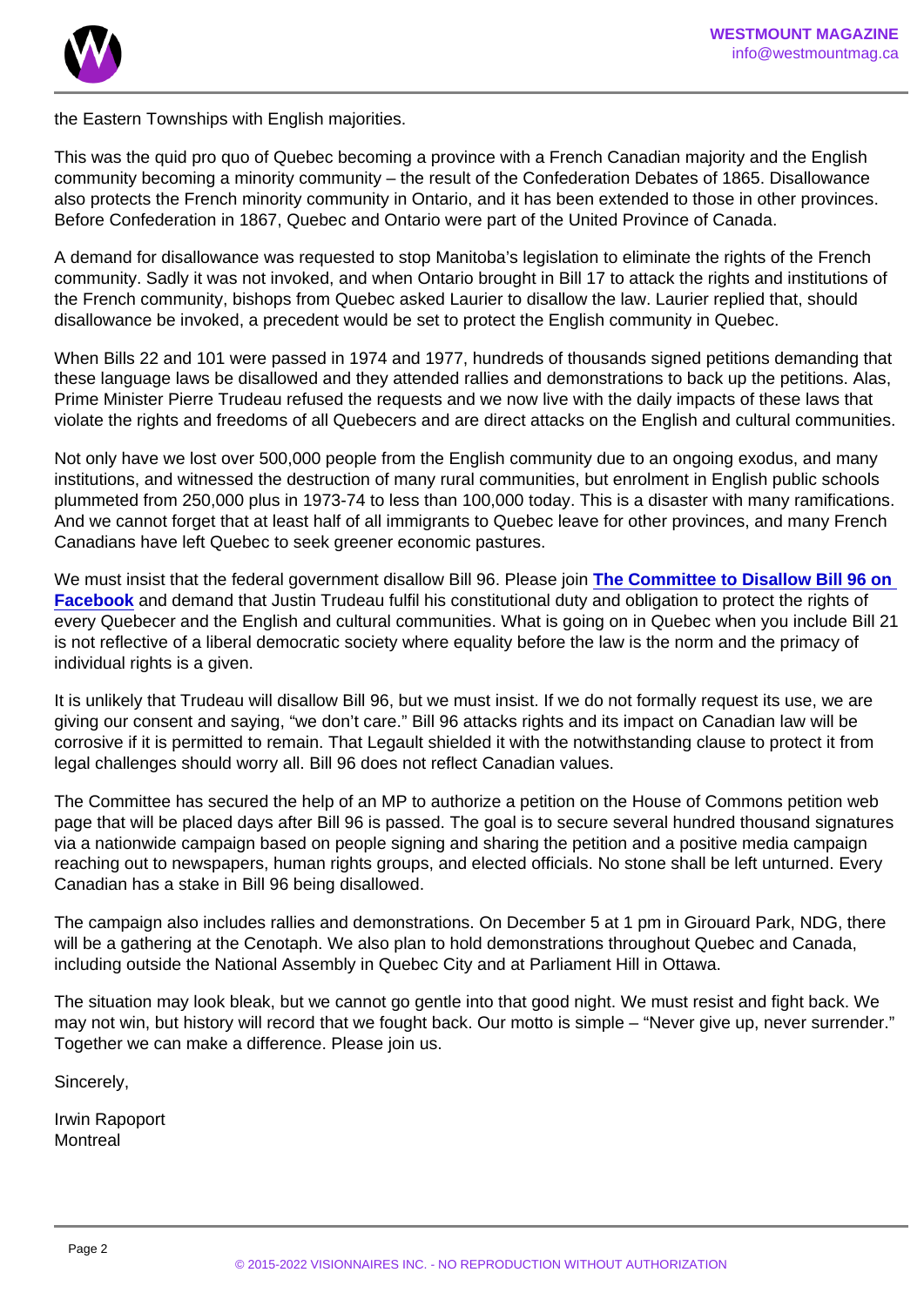the Eastern Townships with English majorities.

This was the quid pro quo of Quebec becoming a province with a French Canadian majority and the English community becoming a minority community – the result of the Confederation Debates of 1865. Disallowance also protects the French minority community in Ontario, and it has been extended to those in other provinces. Before Confederation in 1867, Quebec and Ontario were part of the United Province of Canada.

A demand for disallowance was requested to stop Manitoba's legislation to eliminate the rights of the French community. Sadly it was not invoked, and when Ontario brought in Bill 17 to attack the rights and institutions of the French community, bishops from Quebec asked Laurier to disallow the law. Laurier replied that, should disallowance be invoked, a precedent would be set to protect the English community in Quebec.

When Bills 22 and 101 were passed in 1974 and 1977, hundreds of thousands signed petitions demanding that these language laws be disallowed and they attended rallies and demonstrations to back up the petitions. Alas, Prime Minister Pierre Trudeau refused the requests and we now live with the daily impacts of these laws that violate the rights and freedoms of all Quebecers and are direct attacks on the English and cultural communities.

Not only have we lost over 500,000 people from the English community due to an ongoing exodus, and many institutions, and witnessed the destruction of many rural communities, but enrolment in English public schools plummeted from 250,000 plus in 1973-74 to less than 100,000 today. This is a disaster with many ramifications. And we cannot forget that at least half of all immigrants to Quebec leave for other provinces, and many French Canadians have left Quebec to seek greener economic pastures.

We must insist that the federal government disallow Bill 96. Please join **The Committee to Disallow Bill 96 on Facebook** and demand that Justin Trudeau fulfil his constitutional duty and obligation to protect the rights of every Quebecer and the English and cultural communities. What is going on in Quebec when you include Bill 21 is not reflective of a liberal democratic society where equality before the law is the norm and the primacy of individual rights is a given.

It is unlikely that Trudeau will disallow Bill 96, but we must insist. If we do not formally request its use, we are giving our consent and saying, "we don't care." Bill 96 attacks rights and its impact on Canadian law will be corrosive if it is permitted to remain. That Legault shielded it with the notwithstanding clause to protect it from legal challenges should worry all. Bill 96 does not reflect Canadian values.

The Committee has secured the help of an MP to authorize a petition on the House of Commons petition web page that will be placed days after Bill 96 is passed. The goal is to secure several hundred thousand signatures via a nationwide campaign based on people signing and sharing the petition and a positive media campaign reaching out to newspapers, human rights groups, and elected officials. No stone shall be left unturned. Every Canadian has a stake in Bill 96 being disallowed.

The campaign also includes rallies and demonstrations. On December 5 at 1 pm in Girouard Park, NDG, there will be a gathering at the Cenotaph. We also plan to hold demonstrations throughout Quebec and Canada, including outside the National Assembly in Quebec City and at Parliament Hill in Ottawa.

The situation may look bleak, but we cannot go gentle into that good night. We must resist and fight back. We may not win, but history will record that we fought back. Our motto is simple – "Never give up, never surrender." Together we can make a difference. Please join us.

Sincerely,

Irwin Rapoport
Montreal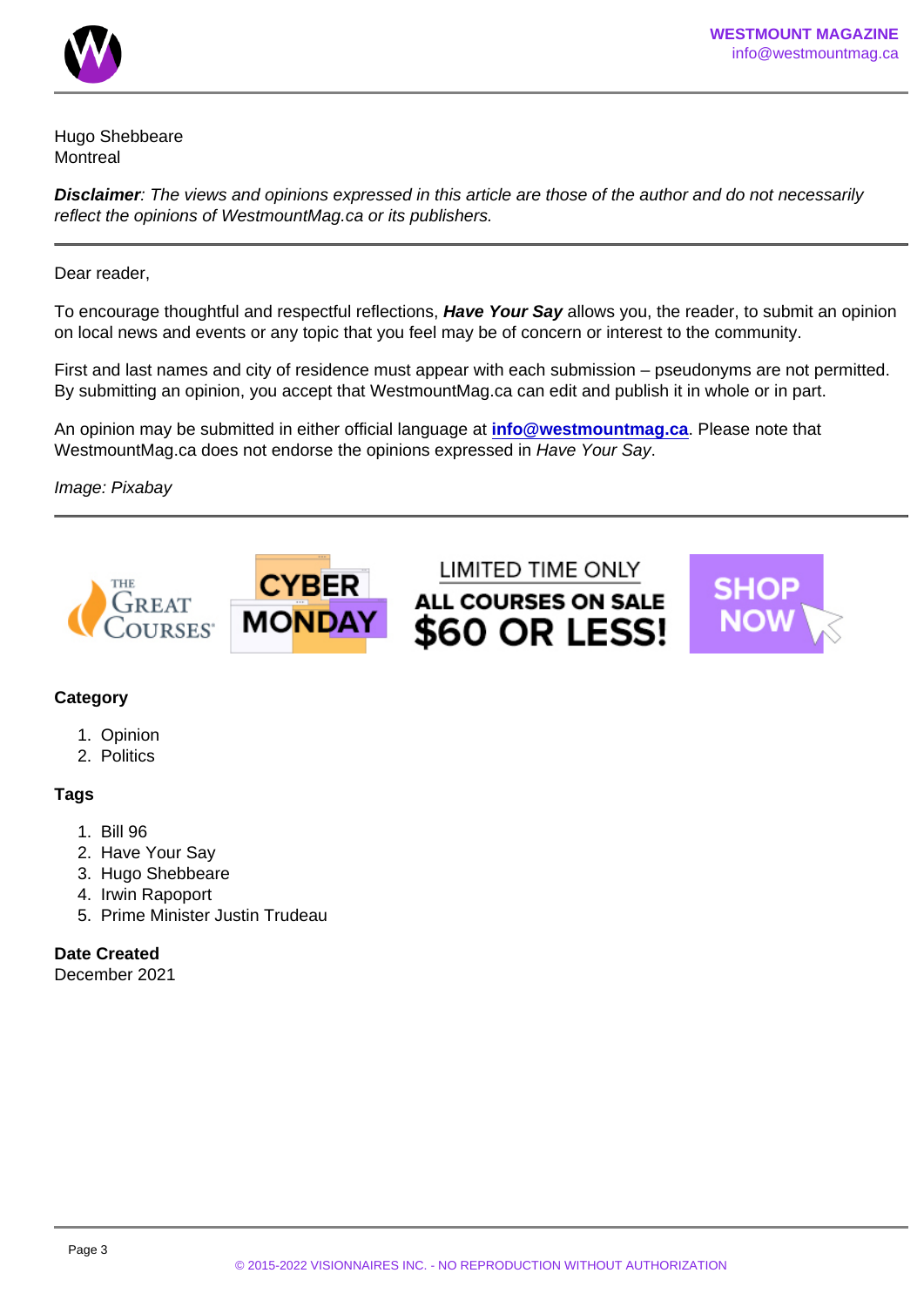Hugo Shebbeare
Montreal

***Disclaimer**: The views and opinions expressed in this article are those of the author and do not necessarily reflect the opinions of WestmountMag.ca or its publishers.*

---

Dear reader,

To encourage thoughtful and respectful reflections, ***Have Your Say*** allows you, the reader, to submit an opinion on local news and events or any topic that you feel may be of concern or interest to the community.

First and last names and city of residence must appear with each submission – pseudonyms are not permitted. By submitting an opinion, you accept that WestmountMag.ca can edit and publish it in whole or in part.

An opinion may be submitted in either official language at **info@westmountmag.ca**. Please note that WestmountMag.ca does not endorse the opinions expressed in *Have Your Say*.

*Image: Pixabay*

---

THE GREAT COURSES CYBER MONDAY LIMITED TIME ONLY ALL COURSES ON SALE $60 OR LESS! SHOP NOW

**Category**

1. Opinion
2. Politics

**Tags**

1. Bill 96
2. Have Your Say
3. Hugo Shebbeare
4. Irwin Rapoport
5. Prime Minister Justin Trudeau

**Date Created**
December 2021